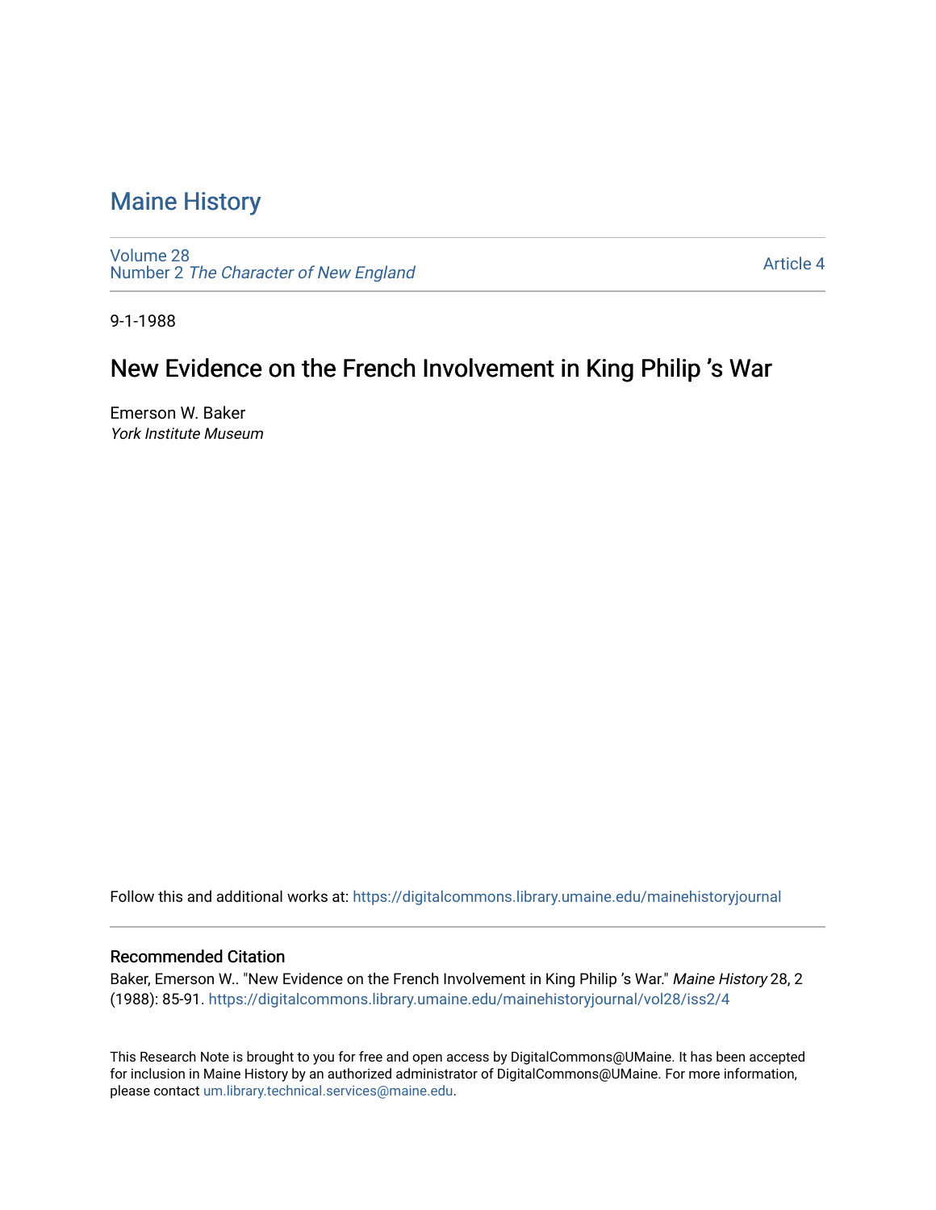# Maine History

Volume 28
Number 2 *The Character of New England*

Article 4

9-1-1988

## New Evidence on the French Involvement in King Philip 's War

Emerson W. Baker
*York Institute Museum*

Follow this and additional works at: https://digitalcommons.library.umaine.edu/mainehistoryjournal

### Recommended Citation

Baker, Emerson W.. "New Evidence on the French Involvement in King Philip 's War." *Maine History* 28, 2 (1988): 85-91. https://digitalcommons.library.umaine.edu/mainehistoryjournal/vol28/iss2/4

This Research Note is brought to you for free and open access by DigitalCommons@UMaine. It has been accepted for inclusion in Maine History by an authorized administrator of DigitalCommons@UMaine. For more information, please contact um.library.technical.services@maine.edu.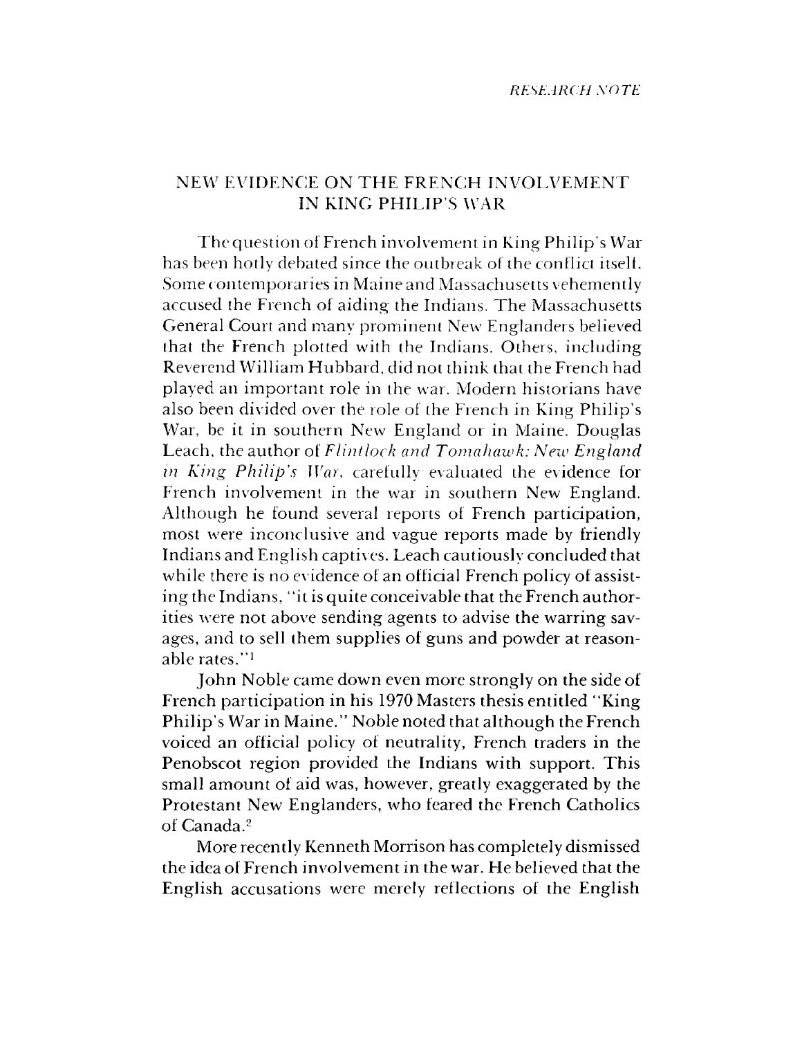*RESEARCH NOTE*

## NEW EVIDENCE ON THE FRENCH INVOLVEMENT IN KING PHILIP'S WAR

The question of French involvement in King Philip's War has been hotly debated since the outbreak of the conflict itself. Some contemporaries in Maine and Massachusetts vehemently accused the French of aiding the Indians. The Massachusetts General Court and many prominent New Englanders believed that the French plotted with the Indians. Others, including Reverend William Hubbard, did not think that the French had played an important role in the war. Modern historians have also been divided over the role of the French in King Philip's War, be it in southern New England or in Maine. Douglas Leach, the author of *Flintlock and Tomahawk: New England in King Philip's War*, carefully evaluated the evidence for French involvement in the war in southern New England. Although he found several reports of French participation, most were inconclusive and vague reports made by friendly Indians and English captives. Leach cautiously concluded that while there is no evidence of an official French policy of assisting the Indians, "it is quite conceivable that the French authorities were not above sending agents to advise the warring savages, and to sell them supplies of guns and powder at reasonable rates."[1]

John Noble came down even more strongly on the side of French participation in his 1970 Masters thesis entitled "King Philip's War in Maine." Noble noted that although the French voiced an official policy of neutrality, French traders in the Penobscot region provided the Indians with support. This small amount of aid was, however, greatly exaggerated by the Protestant New Englanders, who feared the French Catholics of Canada.[2]

More recently Kenneth Morrison has completely dismissed the idea of French involvement in the war. He believed that the English accusations were merely reflections of the English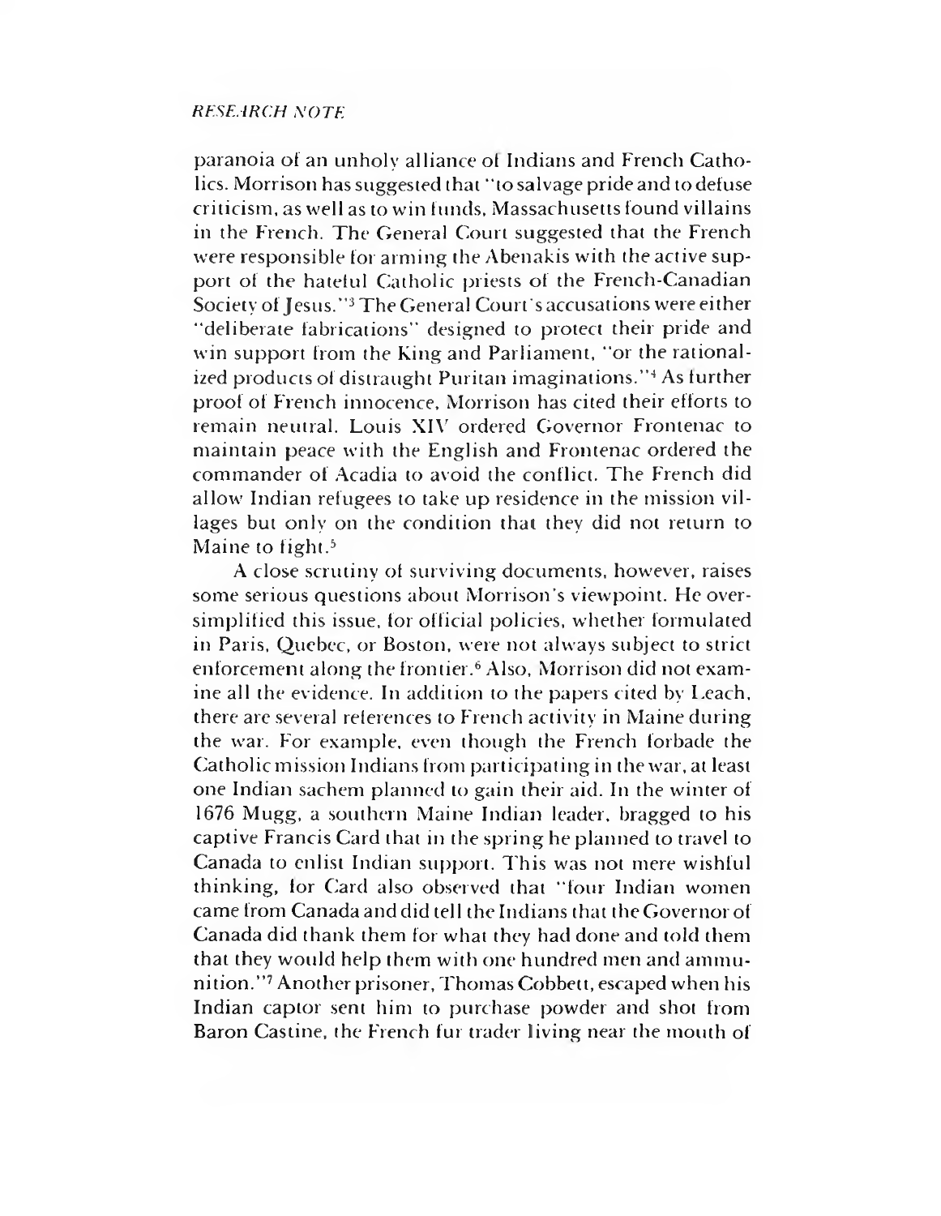paranoia of an unholy alliance of Indians and French Catholics. Morrison has suggested that "to salvage pride and to defuse criticism, as well as to win funds, Massachusetts found villains in the French. The General Court suggested that the French were responsible for arming the Abenakis with the active support of the hateful Catholic priests of the French-Canadian Society of Jesus."[3] The General Court's accusations were either "deliberate fabrications" designed to protect their pride and win support from the King and Parliament, "or the rationalized products of distraught Puritan imaginations."[4] As further proof of French innocence, Morrison has cited their efforts to remain neutral. Louis XIV ordered Governor Frontenac to maintain peace with the English and Frontenac ordered the commander of Acadia to avoid the conflict. The French did allow Indian refugees to take up residence in the mission villages but only on the condition that they did not return to Maine to fight.[5]

A close scrutiny of surviving documents, however, raises some serious questions about Morrison's viewpoint. He oversimplified this issue, for official policies, whether formulated in Paris, Quebec, or Boston, were not always subject to strict enforcement along the frontier.[6] Also, Morrison did not examine all the evidence. In addition to the papers cited by Leach, there are several references to French activity in Maine during the war. For example, even though the French forbade the Catholic mission Indians from participating in the war, at least one Indian sachem planned to gain their aid. In the winter of 1676 Mugg, a southern Maine Indian leader, bragged to his captive Francis Card that in the spring he planned to travel to Canada to enlist Indian support. This was not mere wishful thinking, for Card also observed that "four Indian women came from Canada and did tell the Indians that the Governor of Canada did thank them for what they had done and told them that they would help them with one hundred men and ammunition."[7] Another prisoner, Thomas Cobbett, escaped when his Indian captor sent him to purchase powder and shot from Baron Castine, the French fur trader living near the mouth of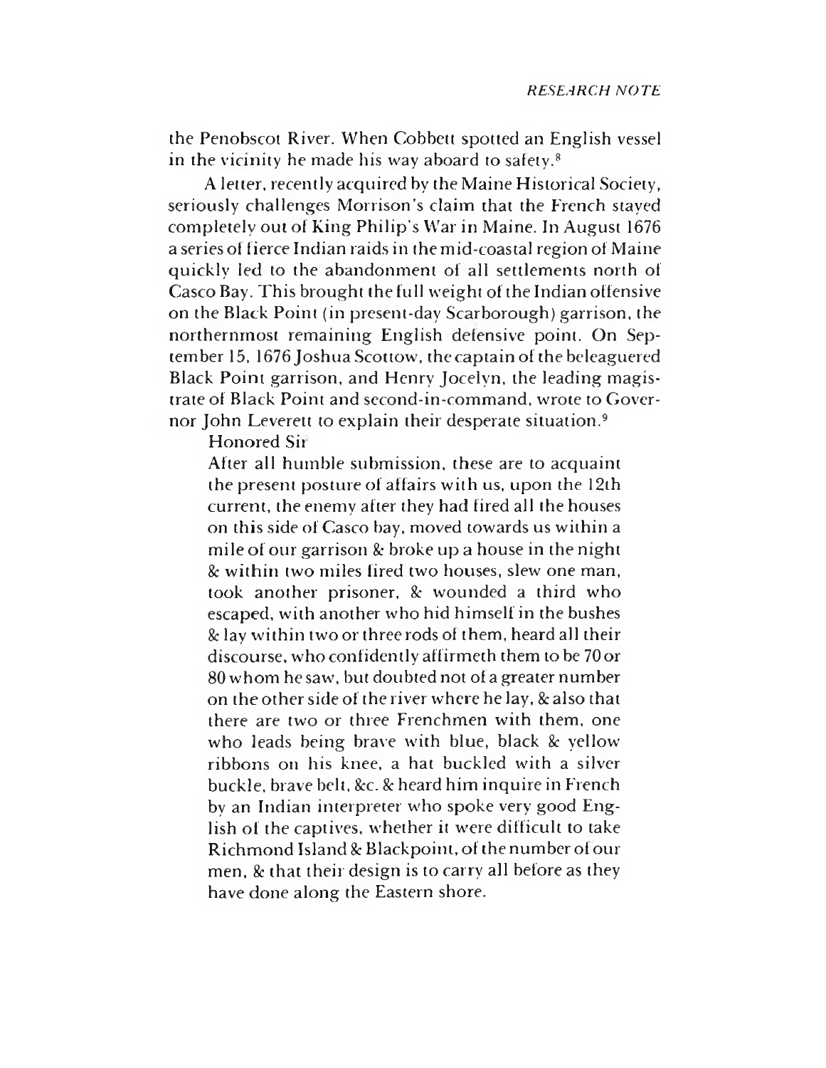the Penobscot River. When Cobbett spotted an English vessel in the vicinity he made his way aboard to safety.[8]

A letter, recently acquired by the Maine Historical Society, seriously challenges Morrison's claim that the French stayed completely out of King Philip's War in Maine. In August 1676 a series of fierce Indian raids in the mid-coastal region of Maine quickly led to the abandonment of all settlements north of Casco Bay. This brought the full weight of the Indian offensive on the Black Point (in present-day Scarborough) garrison, the northernmost remaining English defensive point. On September 15, 1676 Joshua Scottow, the captain of the beleaguered Black Point garrison, and Henry Jocelyn, the leading magistrate of Black Point and second-in-command, wrote to Governor John Leverett to explain their desperate situation.[9]

> Honored Sir
>
> After all humble submission, these are to acquaint the present posture of affairs with us, upon the 12th current, the enemy after they had fired all the houses on this side of Casco bay, moved towards us within a mile of our garrison & broke up a house in the night & within two miles fired two houses, slew one man, took another prisoner, & wounded a third who escaped, with another who hid himself in the bushes & lay within two or three rods of them, heard all their discourse, who confidently affirmeth them to be 70 or 80 whom he saw, but doubted not of a greater number on the other side of the river where he lay, & also that there are two or three Frenchmen with them, one who leads being brave with blue, black & yellow ribbons on his knee, a hat buckled with a silver buckle, brave belt, &c. & heard him inquire in French by an Indian interpreter who spoke very good English of the captives, whether it were difficult to take Richmond Island & Blackpoint, of the number of our men, & that their design is to carry all before as they have done along the Eastern shore.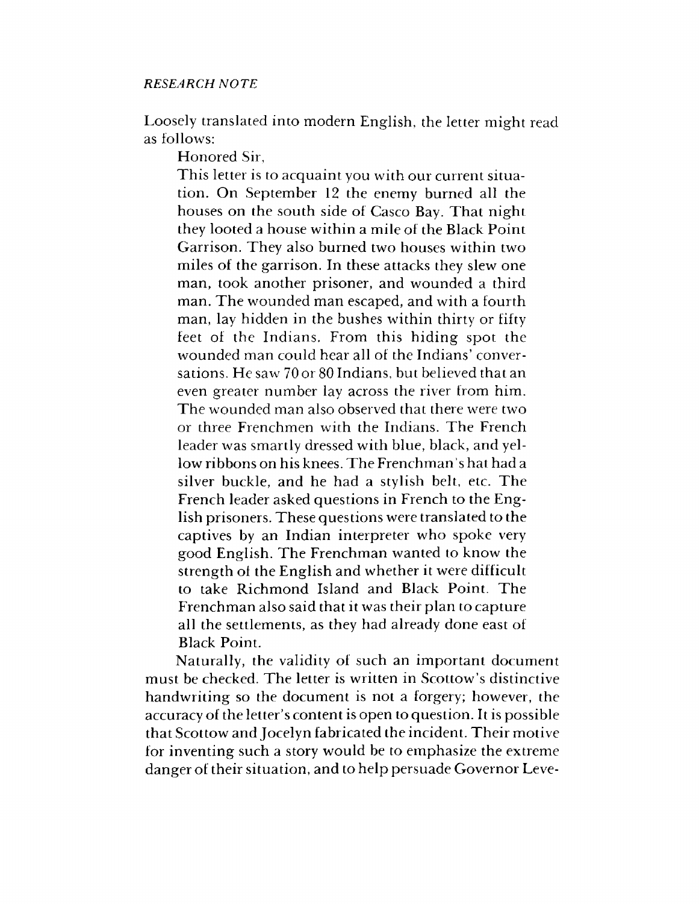Loosely translated into modern English, the letter might read as follows:

> Honored Sir,
>
> This letter is to acquaint you with our current situation. On September 12 the enemy burned all the houses on the south side of Casco Bay. That night they looted a house within a mile of the Black Point Garrison. They also burned two houses within two miles of the garrison. In these attacks they slew one man, took another prisoner, and wounded a third man. The wounded man escaped, and with a fourth man, lay hidden in the bushes within thirty or fifty feet of the Indians. From this hiding spot the wounded man could hear all of the Indians' conversations. He saw 70 or 80 Indians, but believed that an even greater number lay across the river from him. The wounded man also observed that there were two or three Frenchmen with the Indians. The French leader was smartly dressed with blue, black, and yellow ribbons on his knees. The Frenchman's hat had a silver buckle, and he had a stylish belt, etc. The French leader asked questions in French to the English prisoners. These questions were translated to the captives by an Indian interpreter who spoke very good English. The Frenchman wanted to know the strength of the English and whether it were difficult to take Richmond Island and Black Point. The Frenchman also said that it was their plan to capture all the settlements, as they had already done east of Black Point.

Naturally, the validity of such an important document must be checked. The letter is written in Scottow's distinctive handwriting so the document is not a forgery; however, the accuracy of the letter's content is open to question. It is possible that Scottow and Jocelyn fabricated the incident. Their motive for inventing such a story would be to emphasize the extreme danger of their situation, and to help persuade Governor Leve-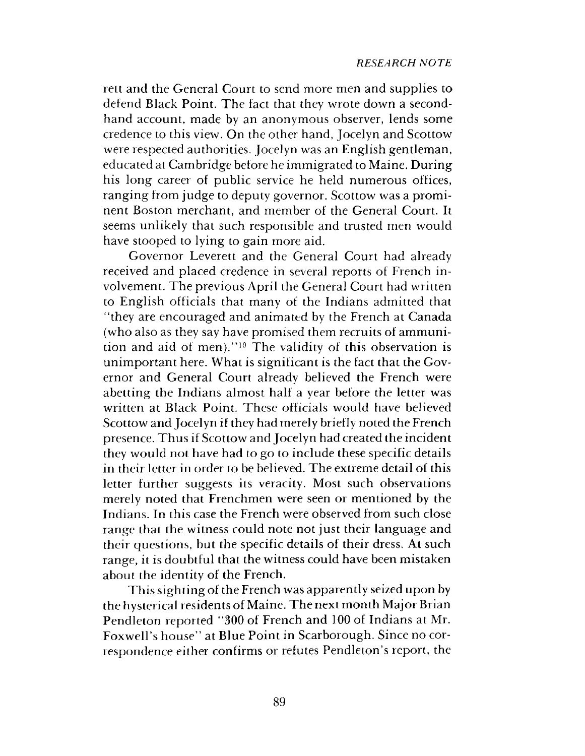rett and the General Court to send more men and supplies to defend Black Point. The fact that they wrote down a second-hand account, made by an anonymous observer, lends some credence to this view. On the other hand, Jocelyn and Scottow were respected authorities. Jocelyn was an English gentleman, educated at Cambridge before he immigrated to Maine. During his long career of public service he held numerous offices, ranging from judge to deputy governor. Scottow was a prominent Boston merchant, and member of the General Court. It seems unlikely that such responsible and trusted men would have stooped to lying to gain more aid.

Governor Leverett and the General Court had already received and placed credence in several reports of French involvement. The previous April the General Court had written to English officials that many of the Indians admitted that "they are encouraged and animated by the French at Canada (who also as they say have promised them recruits of ammunition and aid of men)."[10] The validity of this observation is unimportant here. What is significant is the fact that the Governor and General Court already believed the French were abetting the Indians almost half a year before the letter was written at Black Point. These officials would have believed Scottow and Jocelyn if they had merely briefly noted the French presence. Thus if Scottow and Jocelyn had created the incident they would not have had to go to include these specific details in their letter in order to be believed. The extreme detail of this letter further suggests its veracity. Most such observations merely noted that Frenchmen were seen or mentioned by the Indians. In this case the French were observed from such close range that the witness could note not just their language and their questions, but the specific details of their dress. At such range, it is doubtful that the witness could have been mistaken about the identity of the French.

This sighting of the French was apparently seized upon by the hysterical residents of Maine. The next month Major Brian Pendleton reported "300 of French and 100 of Indians at Mr. Foxwell's house" at Blue Point in Scarborough. Since no correspondence either confirms or refutes Pendleton's report, the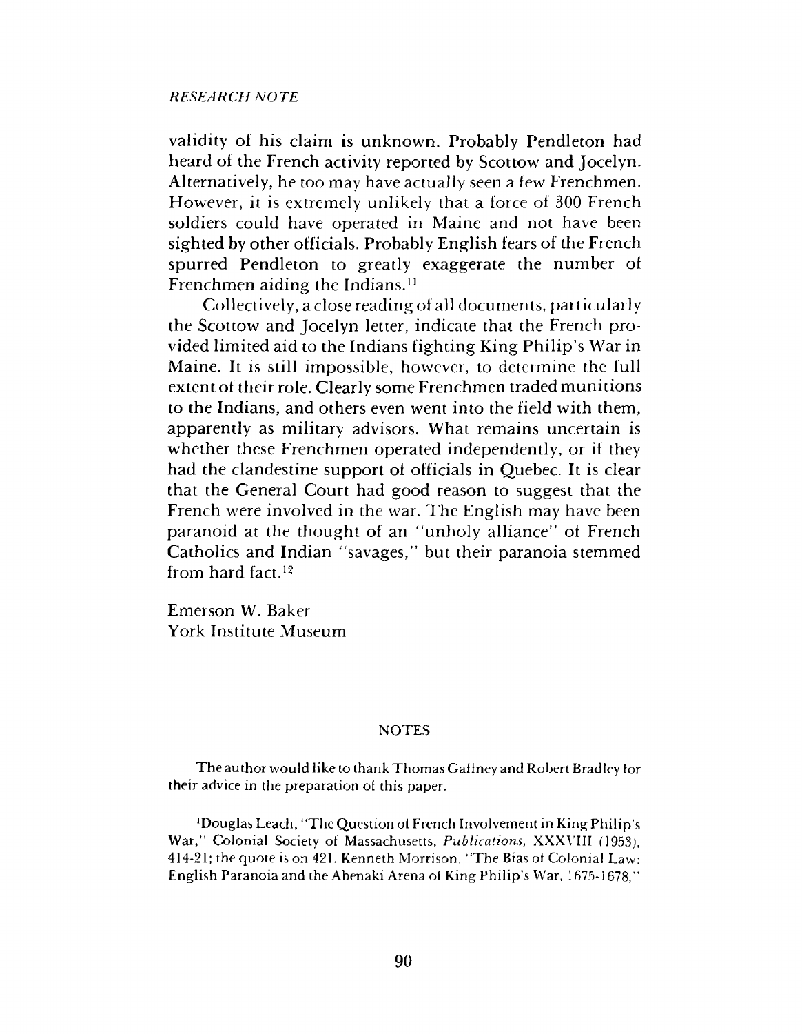validity of his claim is unknown. Probably Pendleton had heard of the French activity reported by Scottow and Jocelyn. Alternatively, he too may have actually seen a few Frenchmen. However, it is extremely unlikely that a force of 300 French soldiers could have operated in Maine and not have been sighted by other officials. Probably English fears of the French spurred Pendleton to greatly exaggerate the number of Frenchmen aiding the Indians.[11]

Collectively, a close reading of all documents, particularly the Scottow and Jocelyn letter, indicate that the French provided limited aid to the Indians fighting King Philip's War in Maine. It is still impossible, however, to determine the full extent of their role. Clearly some Frenchmen traded munitions to the Indians, and others even went into the field with them, apparently as military advisors. What remains uncertain is whether these Frenchmen operated independently, or if they had the clandestine support of officials in Quebec. It is clear that the General Court had good reason to suggest that the French were involved in the war. The English may have been paranoid at the thought of an "unholy alliance" of French Catholics and Indian "savages," but their paranoia stemmed from hard fact.[12]

Emerson W. Baker
York Institute Museum

## NOTES

The author would like to thank Thomas Gaffney and Robert Bradley for their advice in the preparation of this paper.

[1]Douglas Leach, "The Question of French Involvement in King Philip's War," Colonial Society of Massachusetts, *Publications*, XXXVIII (1953), 414-21; the quote is on 421. Kenneth Morrison, "The Bias of Colonial Law: English Paranoia and the Abenaki Arena of King Philip's War, 1675-1678,"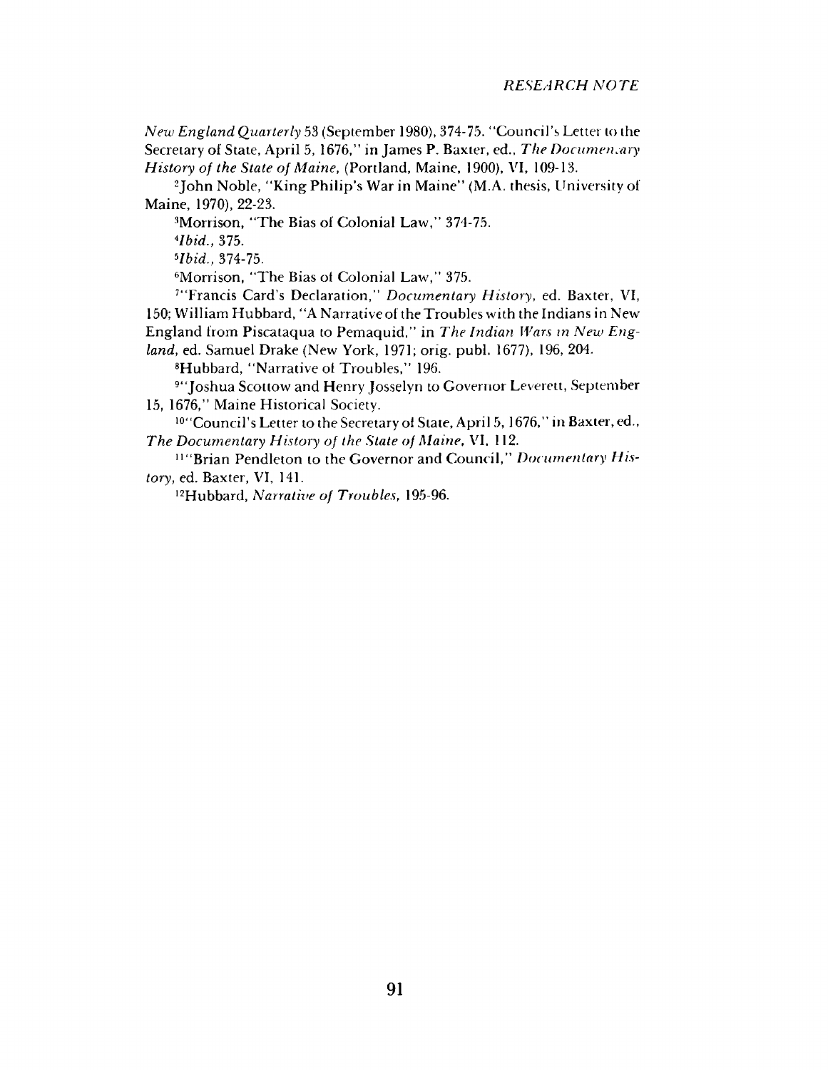*New England Quarterly* 53 (September 1980), 374-75. "Council's Letter to the Secretary of State, April 5, 1676," in James P. Baxter, ed., *The Documentary History of the State of Maine*, (Portland, Maine, 1900), VI, 109-13.

[2]John Noble, "King Philip's War in Maine" (M.A. thesis, University of Maine, 1970), 22-23.

[3]Morrison, "The Bias of Colonial Law," 374-75.

[4]*Ibid.*, 375.

[5]*Ibid.*, 374-75.

[6]Morrison, "The Bias of Colonial Law," 375.

[7]"Francis Card's Declaration," *Documentary History*, ed. Baxter, VI, 150; William Hubbard, "A Narrative of the Troubles with the Indians in New England from Piscataqua to Pemaquid," in *The Indian Wars in New England*, ed. Samuel Drake (New York, 1971; orig. publ. 1677), 196, 204.

[8]Hubbard, "Narrative of Troubles," 196.

[9]"Joshua Scottow and Henry Josselyn to Governor Leverett, September 15, 1676," Maine Historical Society.

[10]"Council's Letter to the Secretary of State, April 5, 1676," in Baxter, ed., *The Documentary History of the State of Maine*, VI, 112.

[11]"Brian Pendleton to the Governor and Council," *Documentary History*, ed. Baxter, VI, 141.

[12]Hubbard, *Narrative of Troubles*, 195-96.